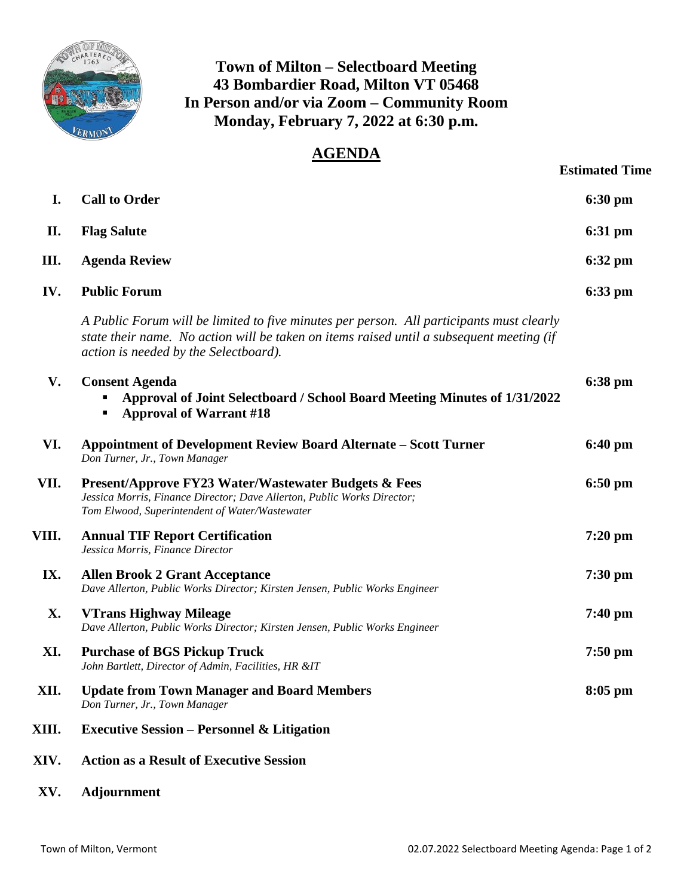# Town of Milton – Selectboard Meeting
## 43 Bombardier Road, Milton VT 05468
## In Person and/or via Zoom – Community Room
## Monday, February 7, 2022 at 6:30 p.m.

## AGENDA

| | | Estimated Time |
|---|---|---|
| **I.** | **Call to Order** | **6:30 pm** |
| **II.** | **Flag Salute** | **6:31 pm** |
| **III.** | **Agenda Review** | **6:32 pm** |
| **IV.** | **Public Forum**<br>*A Public Forum will be limited to five minutes per person. All participants must clearly state their name. No action will be taken on items raised until a subsequent meeting (if action is needed by the Selectboard).* | **6:33 pm** |
| **V.** | **Consent Agenda**<br>▪ **Approval of Joint Selectboard / School Board Meeting Minutes of 1/31/2022**<br>▪ **Approval of Warrant #18** | **6:38 pm** |
| **VI.** | **Appointment of Development Review Board Alternate – Scott Turner**<br>*Don Turner, Jr., Town Manager* | **6:40 pm** |
| **VII.** | **Present/Approve FY23 Water/Wastewater Budgets & Fees**<br>*Jessica Morris, Finance Director; Dave Allerton, Public Works Director; Tom Elwood, Superintendent of Water/Wastewater* | **6:50 pm** |
| **VIII.** | **Annual TIF Report Certification**<br>*Jessica Morris, Finance Director* | **7:20 pm** |
| **IX.** | **Allen Brook 2 Grant Acceptance**<br>*Dave Allerton, Public Works Director; Kirsten Jensen, Public Works Engineer* | **7:30 pm** |
| **X.** | **VTrans Highway Mileage**<br>*Dave Allerton, Public Works Director; Kirsten Jensen, Public Works Engineer* | **7:40 pm** |
| **XI.** | **Purchase of BGS Pickup Truck**<br>*John Bartlett, Director of Admin, Facilities, HR &IT* | **7:50 pm** |
| **XII.** | **Update from Town Manager and Board Members**<br>*Don Turner, Jr., Town Manager* | **8:05 pm** |
| **XIII.** | **Executive Session – Personnel & Litigation** | |
| **XIV.** | **Action as a Result of Executive Session** | |
| **XV.** | **Adjournment** | |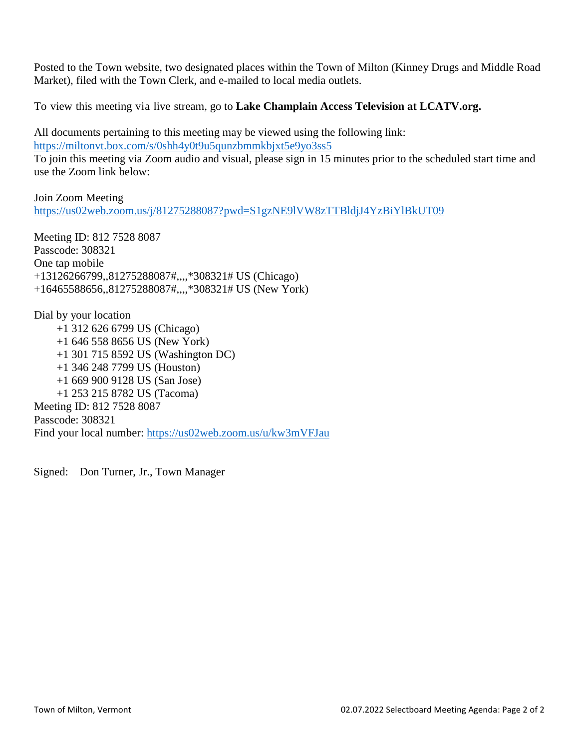Posted to the Town website, two designated places within the Town of Milton (Kinney Drugs and Middle Road Market), filed with the Town Clerk, and e-mailed to local media outlets.

To view this meeting via live stream, go to **Lake Champlain Access Television at LCATV.org.**

All documents pertaining to this meeting may be viewed using the following link:
https://miltonvt.box.com/s/0shh4y0t9u5qunzbmmkbjxt5e9yo3ss5
To join this meeting via Zoom audio and visual, please sign in 15 minutes prior to the scheduled start time and use the Zoom link below:

Join Zoom Meeting
https://us02web.zoom.us/j/81275288087?pwd=S1gzNE9lVW8zTTBldjJ4YzBiYlBkUT09

Meeting ID: 812 7528 8087
Passcode: 308321
One tap mobile
+13126266799,,81275288087#,,,,*308321# US (Chicago)
+16465588656,,81275288087#,,,,*308321# US (New York)

Dial by your location
+1 312 626 6799 US (Chicago)
+1 646 558 8656 US (New York)
+1 301 715 8592 US (Washington DC)
+1 346 248 7799 US (Houston)
+1 669 900 9128 US (San Jose)
+1 253 215 8782 US (Tacoma)
Meeting ID: 812 7528 8087
Passcode: 308321
Find your local number: https://us02web.zoom.us/u/kw3mVFJau

Signed: Don Turner, Jr., Town Manager